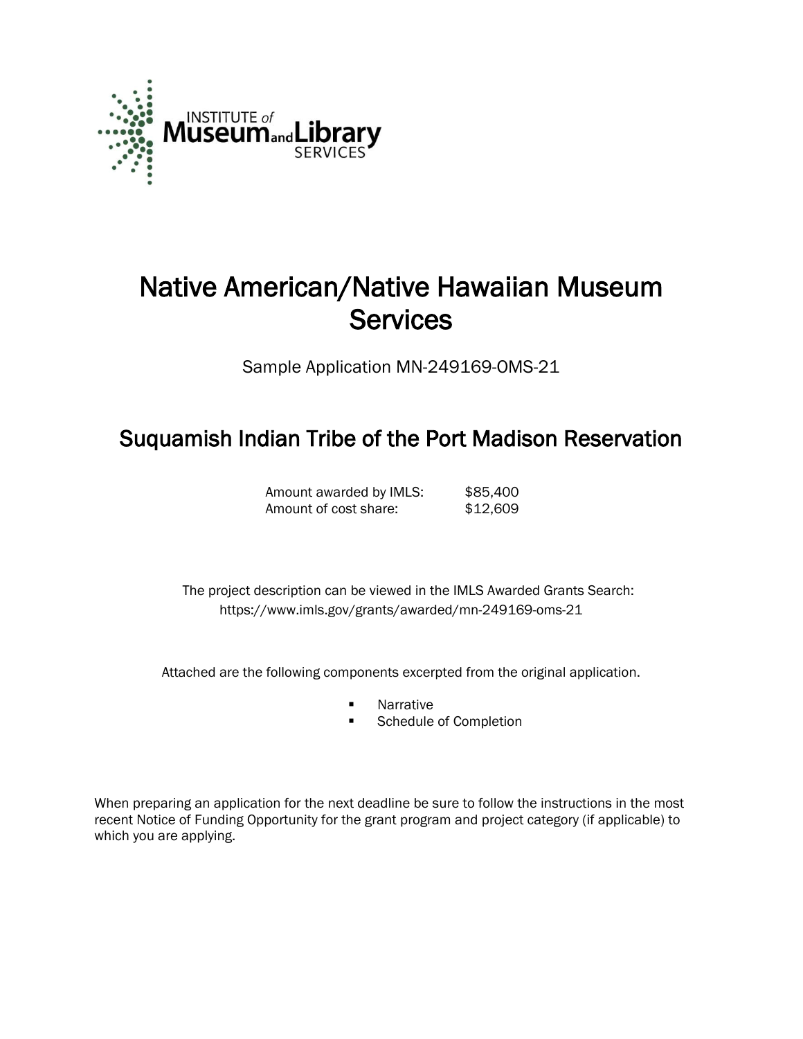# Native American/Native Hawaiian Museum Services

Sample Application MN-249169-OMS-21

## Suquamish Indian Tribe of the Port Madison Reservation

| | |
|---|---|
| Amount awarded by IMLS: | $85,400 |
| Amount of cost share: | $12,609 |

The project description can be viewed in the IMLS Awarded Grants Search: https://www.imls.gov/grants/awarded/mn-249169-oms-21

Attached are the following components excerpted from the original application.

- Narrative
- Schedule of Completion

When preparing an application for the next deadline be sure to follow the instructions in the most recent Notice of Funding Opportunity for the grant program and project category (if applicable) to which you are applying.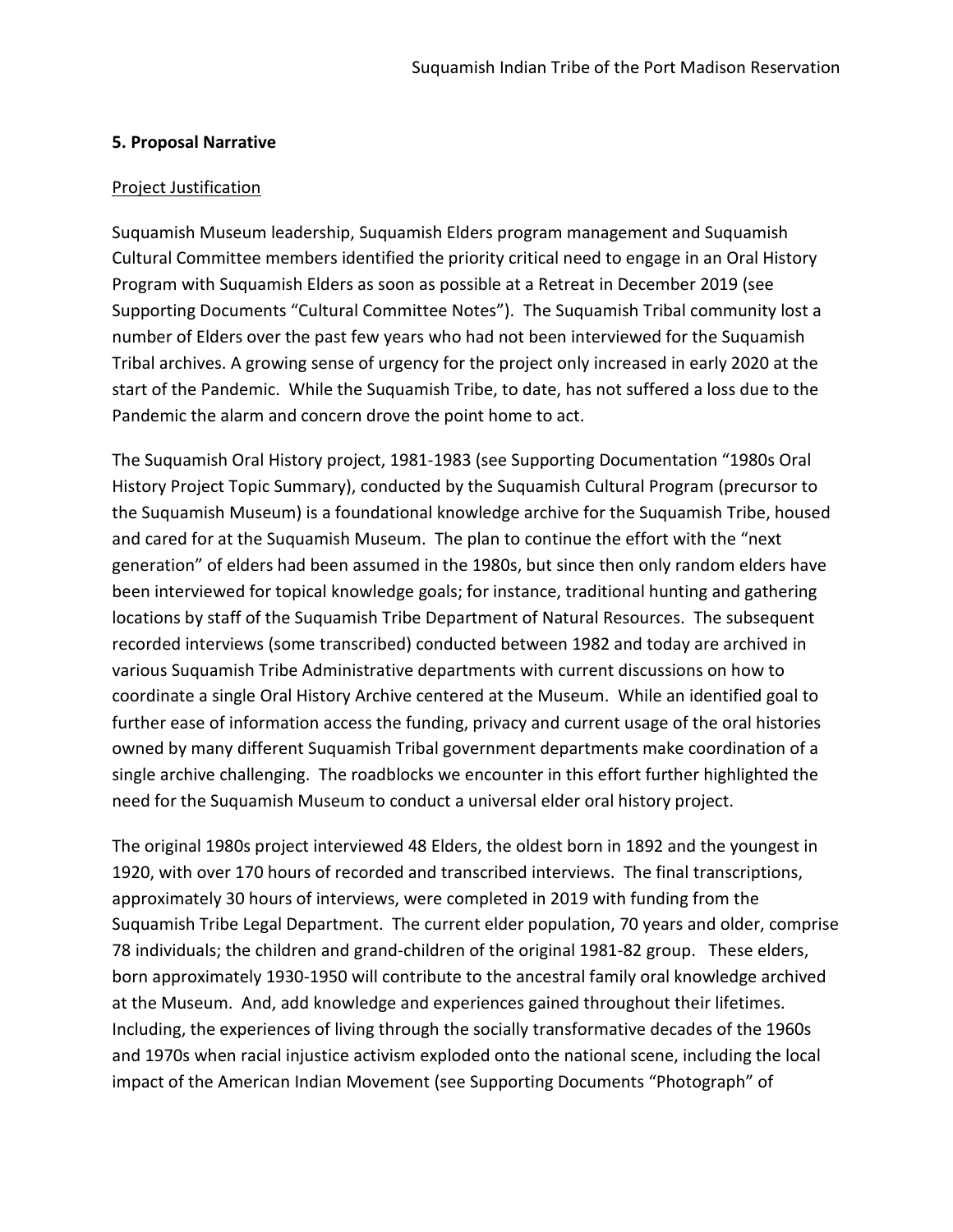## 5. Proposal Narrative

Project Justification

Suquamish Museum leadership, Suquamish Elders program management and Suquamish Cultural Committee members identified the priority critical need to engage in an Oral History Program with Suquamish Elders as soon as possible at a Retreat in December 2019 (see Supporting Documents "Cultural Committee Notes"). The Suquamish Tribal community lost a number of Elders over the past few years who had not been interviewed for the Suquamish Tribal archives. A growing sense of urgency for the project only increased in early 2020 at the start of the Pandemic. While the Suquamish Tribe, to date, has not suffered a loss due to the Pandemic the alarm and concern drove the point home to act.

The Suquamish Oral History project, 1981-1983 (see Supporting Documentation "1980s Oral History Project Topic Summary), conducted by the Suquamish Cultural Program (precursor to the Suquamish Museum) is a foundational knowledge archive for the Suquamish Tribe, housed and cared for at the Suquamish Museum. The plan to continue the effort with the "next generation" of elders had been assumed in the 1980s, but since then only random elders have been interviewed for topical knowledge goals; for instance, traditional hunting and gathering locations by staff of the Suquamish Tribe Department of Natural Resources. The subsequent recorded interviews (some transcribed) conducted between 1982 and today are archived in various Suquamish Tribe Administrative departments with current discussions on how to coordinate a single Oral History Archive centered at the Museum. While an identified goal to further ease of information access the funding, privacy and current usage of the oral histories owned by many different Suquamish Tribal government departments make coordination of a single archive challenging. The roadblocks we encounter in this effort further highlighted the need for the Suquamish Museum to conduct a universal elder oral history project.

The original 1980s project interviewed 48 Elders, the oldest born in 1892 and the youngest in 1920, with over 170 hours of recorded and transcribed interviews. The final transcriptions, approximately 30 hours of interviews, were completed in 2019 with funding from the Suquamish Tribe Legal Department. The current elder population, 70 years and older, comprise 78 individuals; the children and grand-children of the original 1981-82 group. These elders, born approximately 1930-1950 will contribute to the ancestral family oral knowledge archived at the Museum. And, add knowledge and experiences gained throughout their lifetimes. Including, the experiences of living through the socially transformative decades of the 1960s and 1970s when racial injustice activism exploded onto the national scene, including the local impact of the American Indian Movement (see Supporting Documents "Photograph" of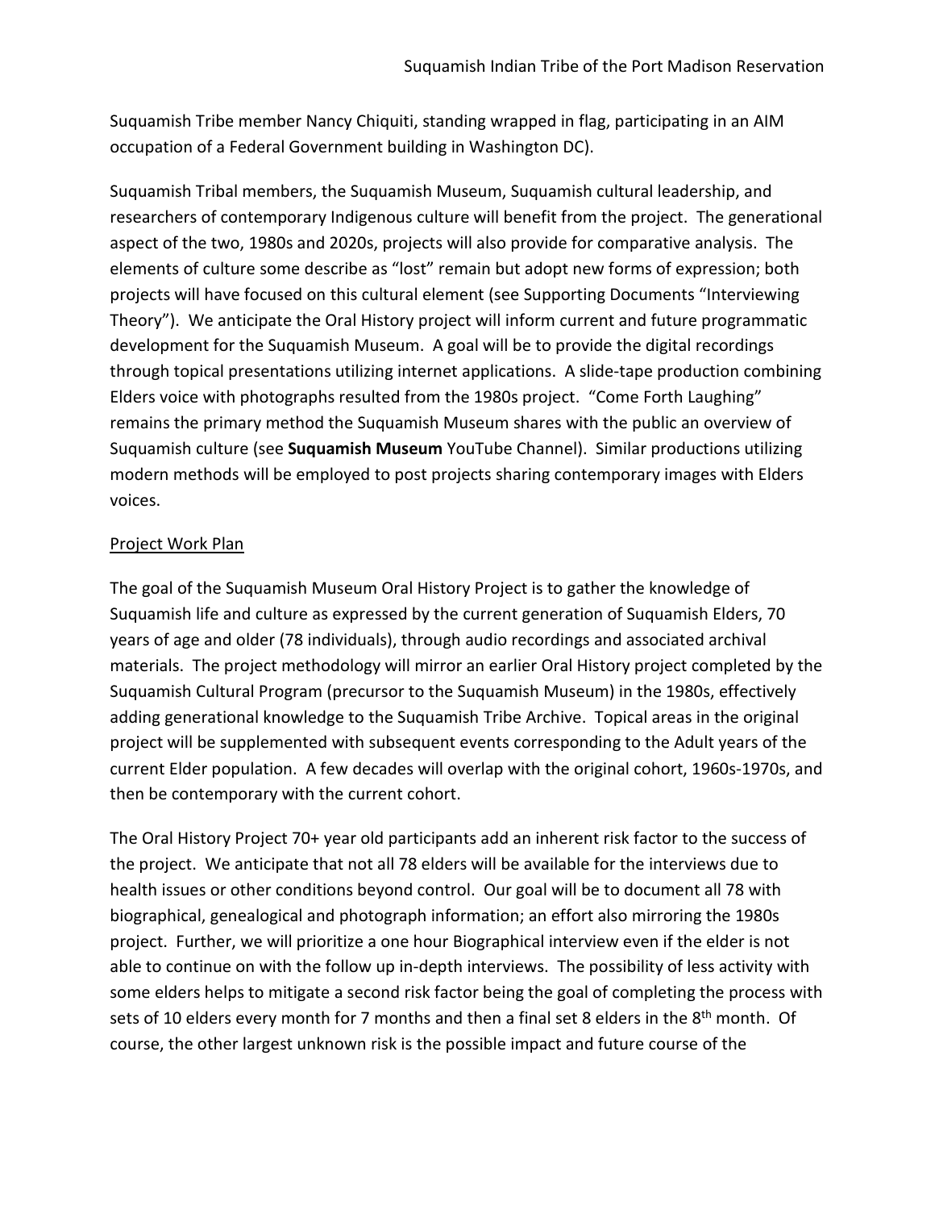Suquamish Tribe member Nancy Chiquiti, standing wrapped in flag, participating in an AIM occupation of a Federal Government building in Washington DC).

Suquamish Tribal members, the Suquamish Museum, Suquamish cultural leadership, and researchers of contemporary Indigenous culture will benefit from the project. The generational aspect of the two, 1980s and 2020s, projects will also provide for comparative analysis. The elements of culture some describe as "lost" remain but adopt new forms of expression; both projects will have focused on this cultural element (see Supporting Documents "Interviewing Theory"). We anticipate the Oral History project will inform current and future programmatic development for the Suquamish Museum. A goal will be to provide the digital recordings through topical presentations utilizing internet applications. A slide-tape production combining Elders voice with photographs resulted from the 1980s project. "Come Forth Laughing" remains the primary method the Suquamish Museum shares with the public an overview of Suquamish culture (see **Suquamish Museum** YouTube Channel). Similar productions utilizing modern methods will be employed to post projects sharing contemporary images with Elders voices.

## Project Work Plan

The goal of the Suquamish Museum Oral History Project is to gather the knowledge of Suquamish life and culture as expressed by the current generation of Suquamish Elders, 70 years of age and older (78 individuals), through audio recordings and associated archival materials. The project methodology will mirror an earlier Oral History project completed by the Suquamish Cultural Program (precursor to the Suquamish Museum) in the 1980s, effectively adding generational knowledge to the Suquamish Tribe Archive. Topical areas in the original project will be supplemented with subsequent events corresponding to the Adult years of the current Elder population. A few decades will overlap with the original cohort, 1960s-1970s, and then be contemporary with the current cohort.

The Oral History Project 70+ year old participants add an inherent risk factor to the success of the project. We anticipate that not all 78 elders will be available for the interviews due to health issues or other conditions beyond control. Our goal will be to document all 78 with biographical, genealogical and photograph information; an effort also mirroring the 1980s project. Further, we will prioritize a one hour Biographical interview even if the elder is not able to continue on with the follow up in-depth interviews. The possibility of less activity with some elders helps to mitigate a second risk factor being the goal of completing the process with sets of 10 elders every month for 7 months and then a final set 8 elders in the 8th month. Of course, the other largest unknown risk is the possible impact and future course of the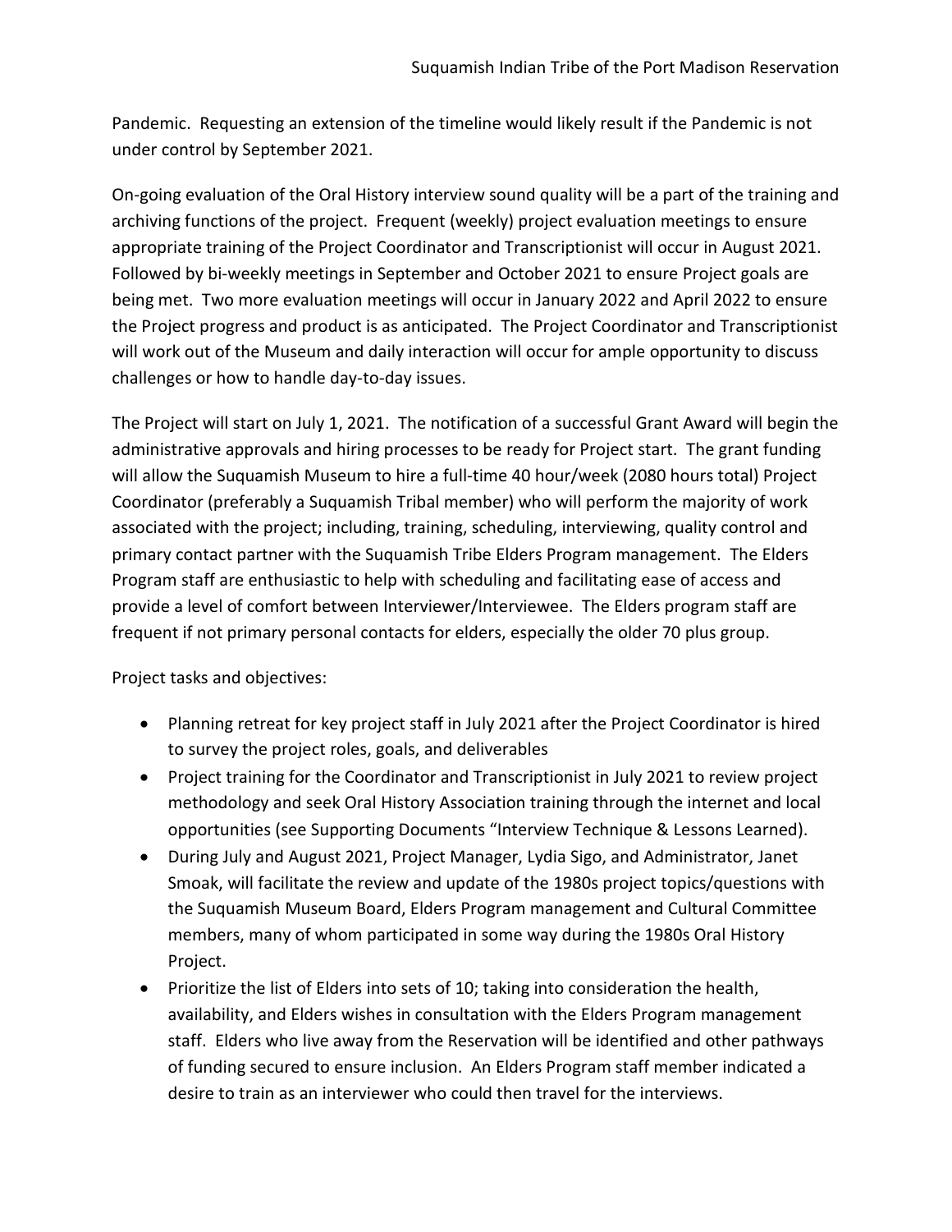Pandemic. Requesting an extension of the timeline would likely result if the Pandemic is not under control by September 2021.

On-going evaluation of the Oral History interview sound quality will be a part of the training and archiving functions of the project. Frequent (weekly) project evaluation meetings to ensure appropriate training of the Project Coordinator and Transcriptionist will occur in August 2021. Followed by bi-weekly meetings in September and October 2021 to ensure Project goals are being met. Two more evaluation meetings will occur in January 2022 and April 2022 to ensure the Project progress and product is as anticipated. The Project Coordinator and Transcriptionist will work out of the Museum and daily interaction will occur for ample opportunity to discuss challenges or how to handle day-to-day issues.

The Project will start on July 1, 2021. The notification of a successful Grant Award will begin the administrative approvals and hiring processes to be ready for Project start. The grant funding will allow the Suquamish Museum to hire a full-time 40 hour/week (2080 hours total) Project Coordinator (preferably a Suquamish Tribal member) who will perform the majority of work associated with the project; including, training, scheduling, interviewing, quality control and primary contact partner with the Suquamish Tribe Elders Program management. The Elders Program staff are enthusiastic to help with scheduling and facilitating ease of access and provide a level of comfort between Interviewer/Interviewee. The Elders program staff are frequent if not primary personal contacts for elders, especially the older 70 plus group.

Project tasks and objectives:

- Planning retreat for key project staff in July 2021 after the Project Coordinator is hired to survey the project roles, goals, and deliverables
- Project training for the Coordinator and Transcriptionist in July 2021 to review project methodology and seek Oral History Association training through the internet and local opportunities (see Supporting Documents "Interview Technique & Lessons Learned).
- During July and August 2021, Project Manager, Lydia Sigo, and Administrator, Janet Smoak, will facilitate the review and update of the 1980s project topics/questions with the Suquamish Museum Board, Elders Program management and Cultural Committee members, many of whom participated in some way during the 1980s Oral History Project.
- Prioritize the list of Elders into sets of 10; taking into consideration the health, availability, and Elders wishes in consultation with the Elders Program management staff. Elders who live away from the Reservation will be identified and other pathways of funding secured to ensure inclusion. An Elders Program staff member indicated a desire to train as an interviewer who could then travel for the interviews.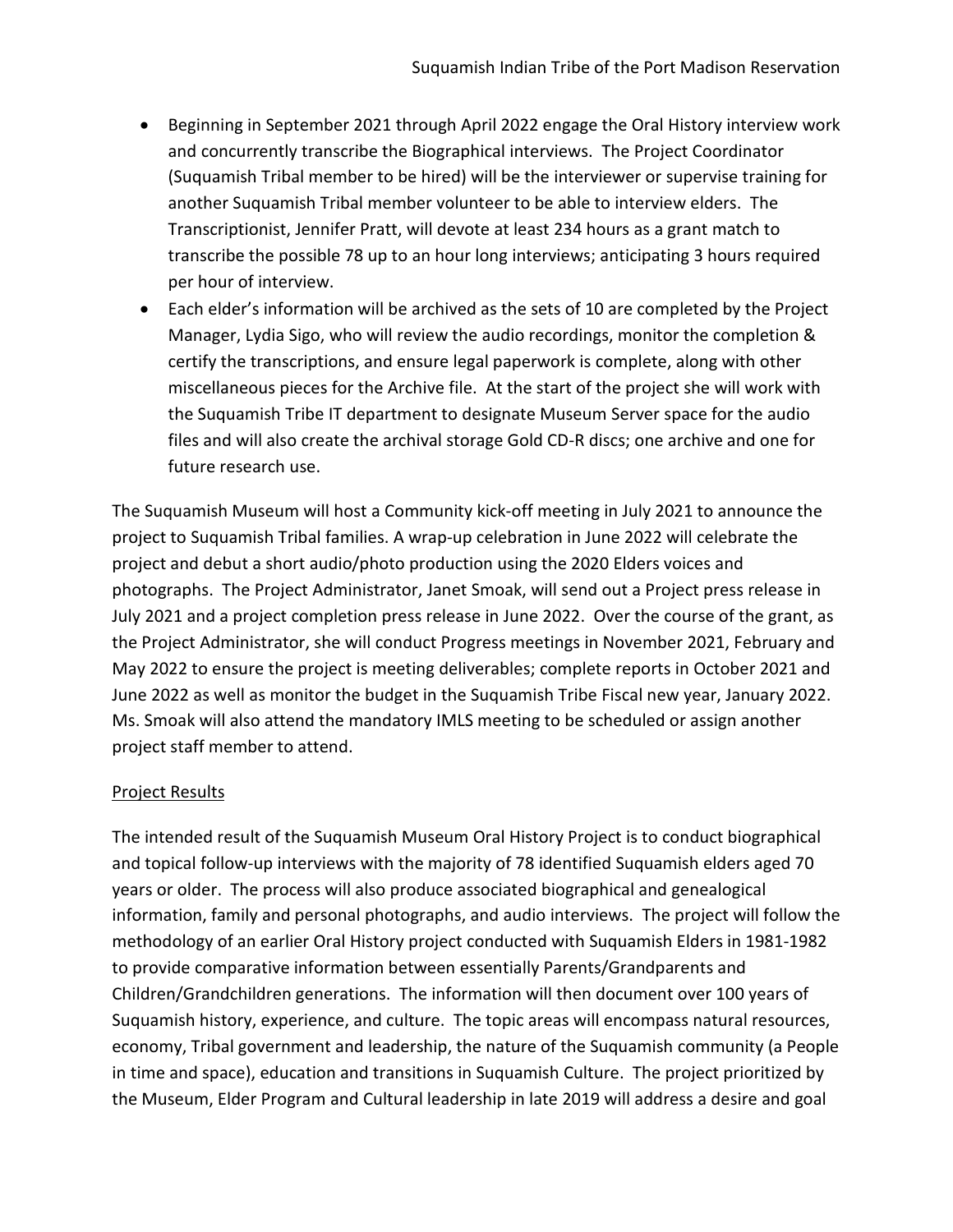- Beginning in September 2021 through April 2022 engage the Oral History interview work and concurrently transcribe the Biographical interviews. The Project Coordinator (Suquamish Tribal member to be hired) will be the interviewer or supervise training for another Suquamish Tribal member volunteer to be able to interview elders. The Transcriptionist, Jennifer Pratt, will devote at least 234 hours as a grant match to transcribe the possible 78 up to an hour long interviews; anticipating 3 hours required per hour of interview.
- Each elder's information will be archived as the sets of 10 are completed by the Project Manager, Lydia Sigo, who will review the audio recordings, monitor the completion & certify the transcriptions, and ensure legal paperwork is complete, along with other miscellaneous pieces for the Archive file. At the start of the project she will work with the Suquamish Tribe IT department to designate Museum Server space for the audio files and will also create the archival storage Gold CD-R discs; one archive and one for future research use.

The Suquamish Museum will host a Community kick-off meeting in July 2021 to announce the project to Suquamish Tribal families. A wrap-up celebration in June 2022 will celebrate the project and debut a short audio/photo production using the 2020 Elders voices and photographs. The Project Administrator, Janet Smoak, will send out a Project press release in July 2021 and a project completion press release in June 2022. Over the course of the grant, as the Project Administrator, she will conduct Progress meetings in November 2021, February and May 2022 to ensure the project is meeting deliverables; complete reports in October 2021 and June 2022 as well as monitor the budget in the Suquamish Tribe Fiscal new year, January 2022. Ms. Smoak will also attend the mandatory IMLS meeting to be scheduled or assign another project staff member to attend.

Project Results

The intended result of the Suquamish Museum Oral History Project is to conduct biographical and topical follow-up interviews with the majority of 78 identified Suquamish elders aged 70 years or older. The process will also produce associated biographical and genealogical information, family and personal photographs, and audio interviews. The project will follow the methodology of an earlier Oral History project conducted with Suquamish Elders in 1981-1982 to provide comparative information between essentially Parents/Grandparents and Children/Grandchildren generations. The information will then document over 100 years of Suquamish history, experience, and culture. The topic areas will encompass natural resources, economy, Tribal government and leadership, the nature of the Suquamish community (a People in time and space), education and transitions in Suquamish Culture. The project prioritized by the Museum, Elder Program and Cultural leadership in late 2019 will address a desire and goal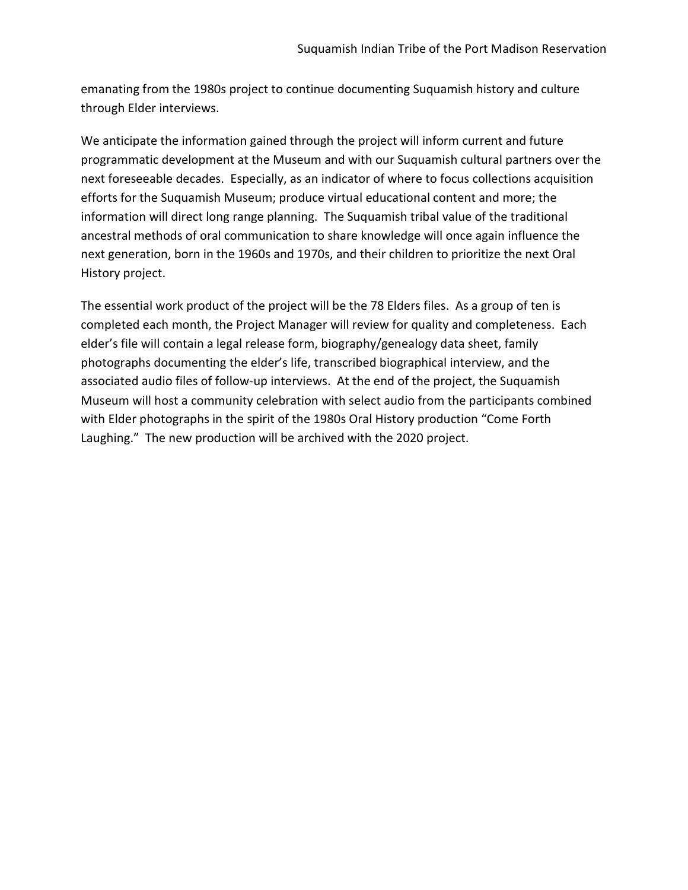emanating from the 1980s project to continue documenting Suquamish history and culture through Elder interviews.

We anticipate the information gained through the project will inform current and future programmatic development at the Museum and with our Suquamish cultural partners over the next foreseeable decades. Especially, as an indicator of where to focus collections acquisition efforts for the Suquamish Museum; produce virtual educational content and more; the information will direct long range planning. The Suquamish tribal value of the traditional ancestral methods of oral communication to share knowledge will once again influence the next generation, born in the 1960s and 1970s, and their children to prioritize the next Oral History project.

The essential work product of the project will be the 78 Elders files. As a group of ten is completed each month, the Project Manager will review for quality and completeness. Each elder's file will contain a legal release form, biography/genealogy data sheet, family photographs documenting the elder's life, transcribed biographical interview, and the associated audio files of follow-up interviews. At the end of the project, the Suquamish Museum will host a community celebration with select audio from the participants combined with Elder photographs in the spirit of the 1980s Oral History production "Come Forth Laughing." The new production will be archived with the 2020 project.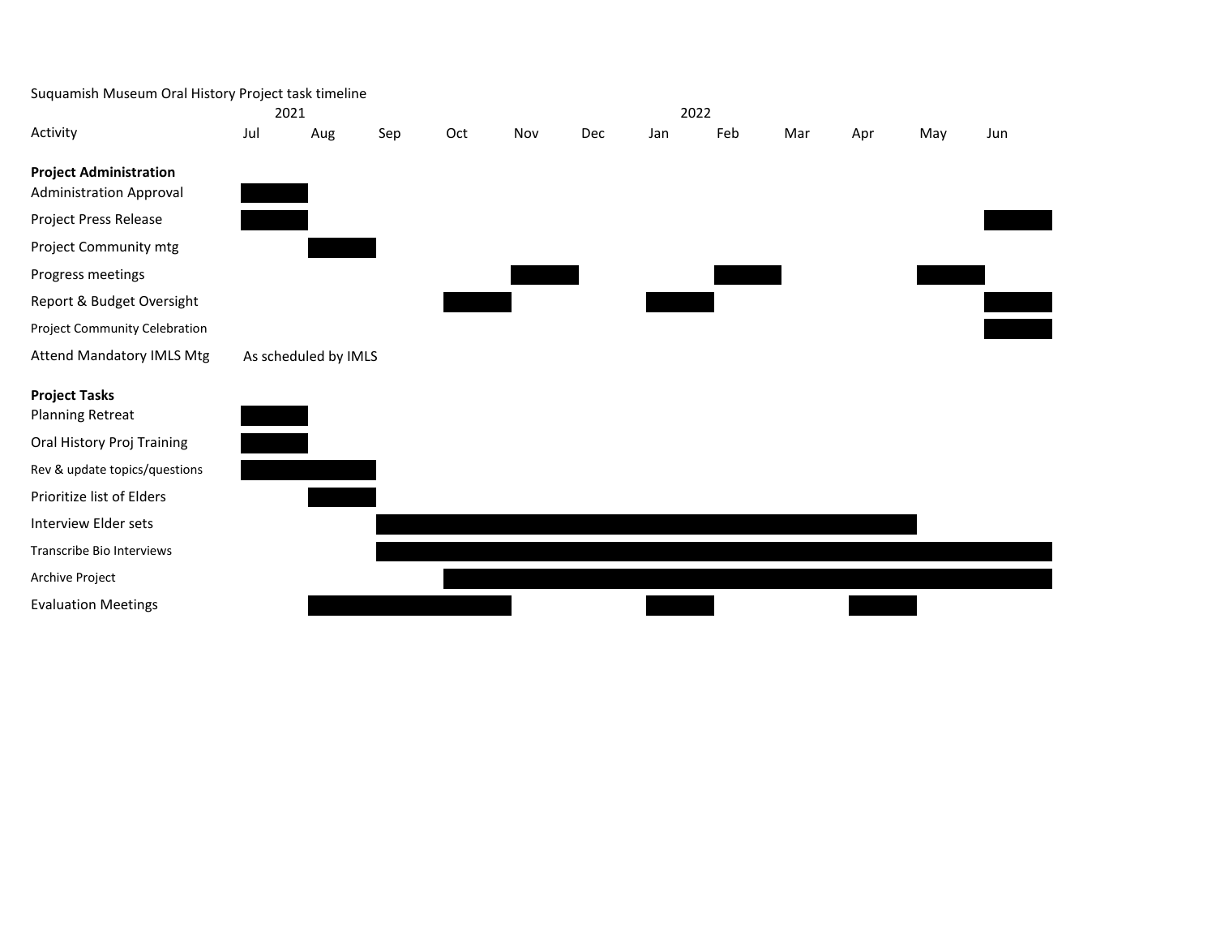Suquamish Museum Oral History Project task timeline

2021

2022

Activity

Jul Aug Sep Oct Nov Dec Jan Feb Mar Apr May Jun

**Project Administration**

Administration Approval

Project Press Release

Project Community mtg

Progress meetings

Report & Budget Oversight

Project Community Celebration

Attend Mandatory IMLS Mtg — As scheduled by IMLS

**Project Tasks**

Planning Retreat

Oral History Proj Training

Rev & update topics/questions

Prioritize list of Elders

Interview Elder sets

Transcribe Bio Interviews

Archive Project

Evaluation Meetings